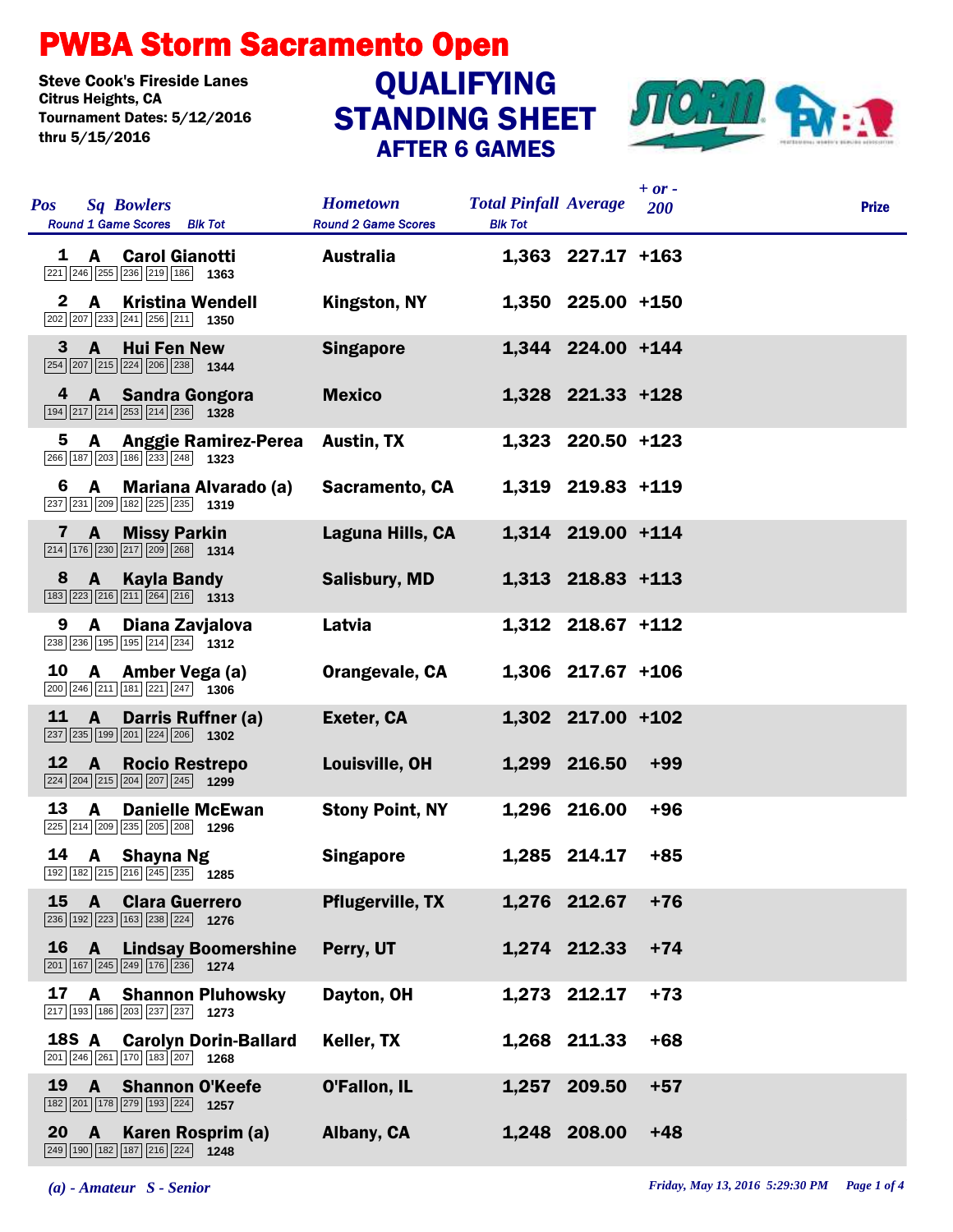# PWBA Storm Sacramento Open

Steve Cook's Fireside Lanes
Citrus Heights, CA
Tournament Dates: 5/12/2016 thru 5/15/2016

## QUALIFYING STANDING SHEET
### AFTER 6 GAMES

| Pos | Sq | Bowlers | Hometown | Total Pinfall | Average | + or - 200 | Prize |
|---|---|---|---|---|---|---|---|
| 1 | A | Carol Gianotti | Australia | 1,363 | 227.17 | +163 | |
| | | 221 246 255 236 219 186 — 1363 | | | | | |
| 2 | A | Kristina Wendell | Kingston, NY | 1,350 | 225.00 | +150 | |
| | | 202 207 233 241 256 211 — 1350 | | | | | |
| 3 | A | Hui Fen New | Singapore | 1,344 | 224.00 | +144 | |
| | | 254 207 215 224 206 238 — 1344 | | | | | |
| 4 | A | Sandra Gongora | Mexico | 1,328 | 221.33 | +128 | |
| | | 194 217 214 253 214 236 — 1328 | | | | | |
| 5 | A | Anggie Ramirez-Perea | Austin, TX | 1,323 | 220.50 | +123 | |
| | | 266 187 203 186 233 248 — 1323 | | | | | |
| 6 | A | Mariana Alvarado (a) | Sacramento, CA | 1,319 | 219.83 | +119 | |
| | | 237 231 209 182 225 235 — 1319 | | | | | |
| 7 | A | Missy Parkin | Laguna Hills, CA | 1,314 | 219.00 | +114 | |
| | | 214 176 230 217 209 268 — 1314 | | | | | |
| 8 | A | Kayla Bandy | Salisbury, MD | 1,313 | 218.83 | +113 | |
| | | 183 223 216 211 264 216 — 1313 | | | | | |
| 9 | A | Diana Zavjalova | Latvia | 1,312 | 218.67 | +112 | |
| | | 238 236 195 195 214 234 — 1312 | | | | | |
| 10 | A | Amber Vega (a) | Orangevale, CA | 1,306 | 217.67 | +106 | |
| | | 200 246 211 181 221 247 — 1306 | | | | | |
| 11 | A | Darris Ruffner (a) | Exeter, CA | 1,302 | 217.00 | +102 | |
| | | 237 235 199 201 224 206 — 1302 | | | | | |
| 12 | A | Rocio Restrepo | Louisville, OH | 1,299 | 216.50 | +99 | |
| | | 224 204 215 204 207 245 — 1299 | | | | | |
| 13 | A | Danielle McEwan | Stony Point, NY | 1,296 | 216.00 | +96 | |
| | | 225 214 209 235 205 208 — 1296 | | | | | |
| 14 | A | Shayna Ng | Singapore | 1,285 | 214.17 | +85 | |
| | | 192 182 215 216 245 235 — 1285 | | | | | |
| 15 | A | Clara Guerrero | Pflugerville, TX | 1,276 | 212.67 | +76 | |
| | | 236 192 223 163 238 224 — 1276 | | | | | |
| 16 | A | Lindsay Boomershine | Perry, UT | 1,274 | 212.33 | +74 | |
| | | 201 167 245 249 176 236 — 1274 | | | | | |
| 17 | A | Shannon Pluhowsky | Dayton, OH | 1,273 | 212.17 | +73 | |
| | | 217 193 186 203 237 237 — 1273 | | | | | |
| 18S | A | Carolyn Dorin-Ballard | Keller, TX | 1,268 | 211.33 | +68 | |
| | | 201 246 261 170 183 207 — 1268 | | | | | |
| 19 | A | Shannon O'Keefe | O'Fallon, IL | 1,257 | 209.50 | +57 | |
| | | 182 201 178 279 193 224 — 1257 | | | | | |
| 20 | A | Karen Rosprim (a) | Albany, CA | 1,248 | 208.00 | +48 | |
| | | 249 190 182 187 216 224 — 1248 | | | | | |

*(a) - Amateur S - Senior*

*Friday, May 13, 2016 5:29:30 PM*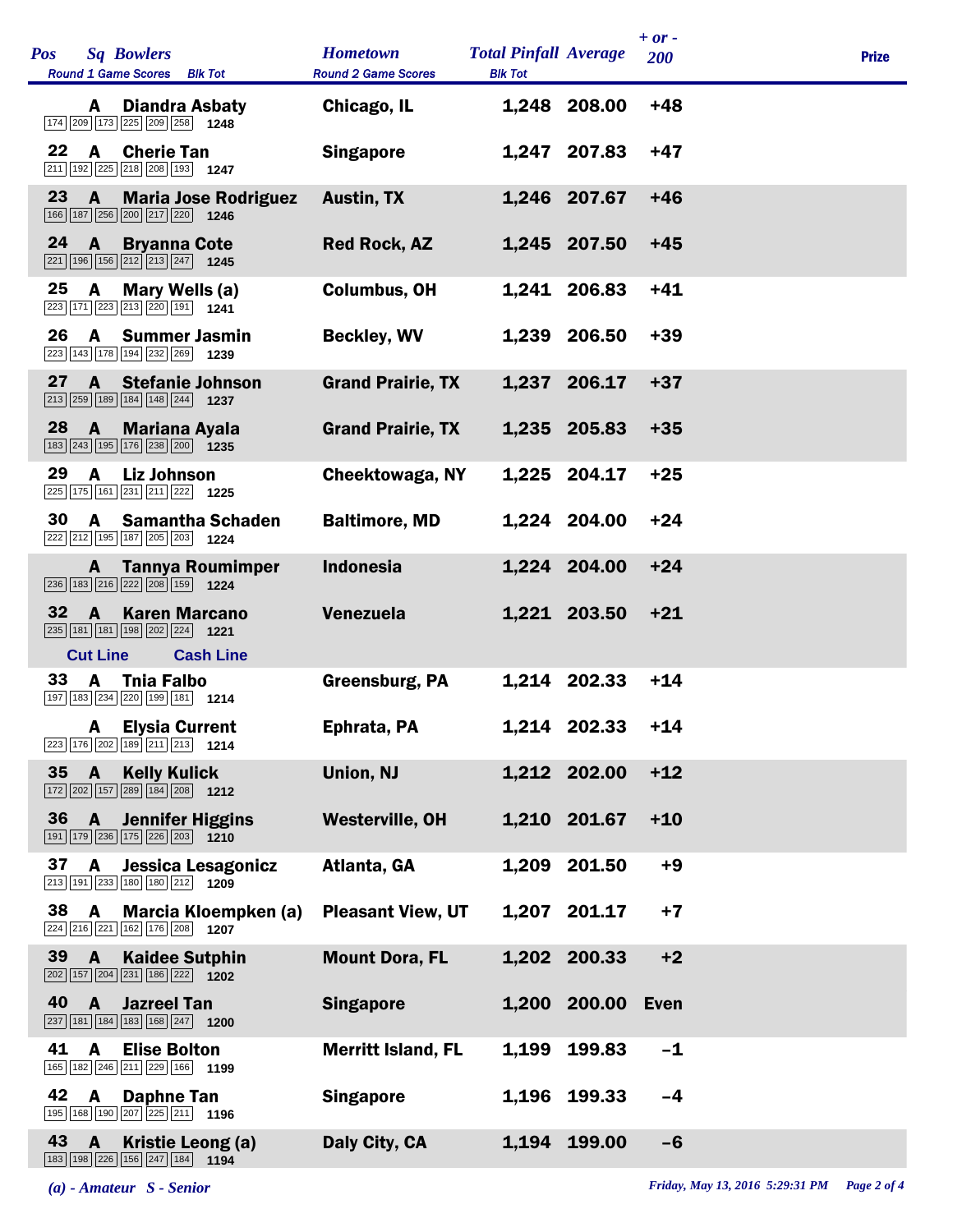| Pos | Sq | Bowlers<br>Round 1 Game Scores / Blk Tot | Hometown<br>Round 2 Game Scores | Total Pinfall<br>Blk Tot | Average | + or - 200 | Prize |
|---|---|---|---|---|---|---|---|
| | A | **Diandra Asbaty**<br>174 209 173 225 209 258 **1248** | Chicago, IL | 1,248 | 208.00 | +48 | |
| 22 | A | **Cherie Tan**<br>211 192 225 218 208 193 **1247** | Singapore | 1,247 | 207.83 | +47 | |
| 23 | A | **Maria Jose Rodriguez**<br>166 187 256 200 217 220 **1246** | Austin, TX | 1,246 | 207.67 | +46 | |
| 24 | A | **Bryanna Cote**<br>221 196 156 212 213 247 **1245** | Red Rock, AZ | 1,245 | 207.50 | +45 | |
| 25 | A | **Mary Wells (a)**<br>223 171 223 213 220 191 **1241** | Columbus, OH | 1,241 | 206.83 | +41 | |
| 26 | A | **Summer Jasmin**<br>223 143 178 194 232 269 **1239** | Beckley, WV | 1,239 | 206.50 | +39 | |
| 27 | A | **Stefanie Johnson**<br>213 259 189 184 148 244 **1237** | Grand Prairie, TX | 1,237 | 206.17 | +37 | |
| 28 | A | **Mariana Ayala**<br>183 243 195 176 238 200 **1235** | Grand Prairie, TX | 1,235 | 205.83 | +35 | |
| 29 | A | **Liz Johnson**<br>225 175 161 231 211 222 **1225** | Cheektowaga, NY | 1,225 | 204.17 | +25 | |
| 30 | A | **Samantha Schaden**<br>222 212 195 187 205 203 **1224** | Baltimore, MD | 1,224 | 204.00 | +24 | |
| | A | **Tannya Roumimper**<br>236 183 216 222 208 159 **1224** | Indonesia | 1,224 | 204.00 | +24 | |
| 32 | A | **Karen Marcano**<br>235 181 181 198 202 224 **1221** | Venezuela | 1,221 | 203.50 | +21 | |
| **Cut Line** | | **Cash Line** | | | | | |
| 33 | A | **Tnia Falbo**<br>197 183 234 220 199 181 **1214** | Greensburg, PA | 1,214 | 202.33 | +14 | |
| | A | **Elysia Current**<br>223 176 202 189 211 213 **1214** | Ephrata, PA | 1,214 | 202.33 | +14 | |
| 35 | A | **Kelly Kulick**<br>172 202 157 289 184 208 **1212** | Union, NJ | 1,212 | 202.00 | +12 | |
| 36 | A | **Jennifer Higgins**<br>191 179 236 175 226 203 **1210** | Westerville, OH | 1,210 | 201.67 | +10 | |
| 37 | A | **Jessica Lesagonicz**<br>213 191 233 180 180 212 **1209** | Atlanta, GA | 1,209 | 201.50 | +9 | |
| 38 | A | **Marcia Kloempken (a)**<br>224 216 221 162 176 208 **1207** | Pleasant View, UT | 1,207 | 201.17 | +7 | |
| 39 | A | **Kaidee Sutphin**<br>202 157 204 231 186 222 **1202** | Mount Dora, FL | 1,202 | 200.33 | +2 | |
| 40 | A | **Jazreel Tan**<br>237 181 184 183 168 247 **1200** | Singapore | 1,200 | 200.00 | Even | |
| 41 | A | **Elise Bolton**<br>165 182 246 211 229 166 **1199** | Merritt Island, FL | 1,199 | 199.83 | -1 | |
| 42 | A | **Daphne Tan**<br>195 168 190 207 225 211 **1196** | Singapore | 1,196 | 199.33 | -4 | |
| 43 | A | **Kristie Leong (a)**<br>183 198 226 156 247 184 **1194** | Daly City, CA | 1,194 | 199.00 | -6 | |

*(a) - Amateur S - Senior*

*Friday, May 13, 2016 5:29:31 PM*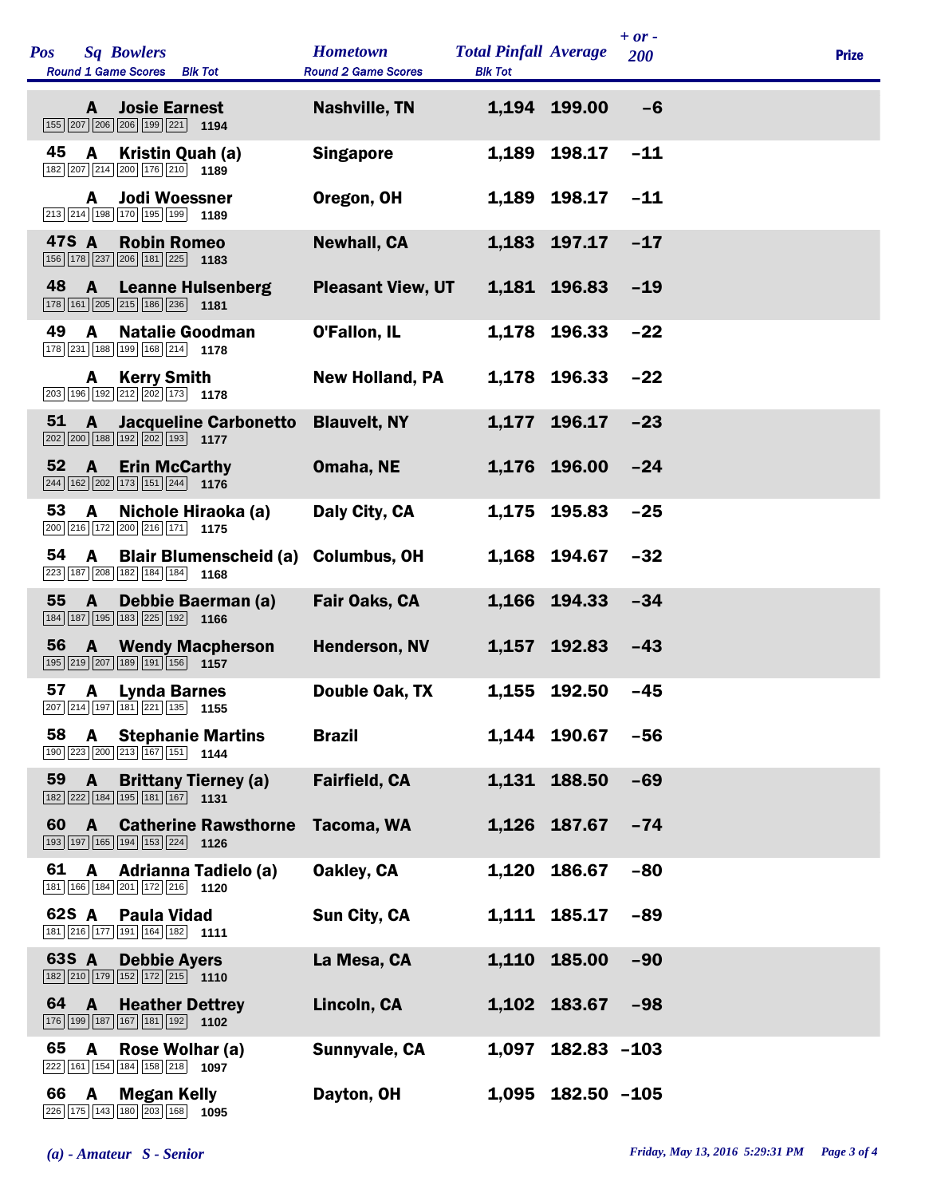| Pos | Sq | Bowlers | Round 1 Game Scores | Blk Tot | Hometown | Round 2 Game Scores | Blk Tot | Total Pinfall | Average | + or - 200 | Prize |
|---|---|---|---|---|---|---|---|---|---|---|---|
| | A | Josie Earnest | 155 207 206 206 199 221 | 1194 | Nashville, TN | | | 1,194 | 199.00 | -6 | |
| 45 | A | Kristin Quah (a) | 182 207 214 200 176 210 | 1189 | Singapore | | | 1,189 | 198.17 | -11 | |
| | A | Jodi Woessner | 213 214 198 170 195 199 | 1189 | Oregon, OH | | | 1,189 | 198.17 | -11 | |
| 47S | A | Robin Romeo | 156 178 237 206 181 225 | 1183 | Newhall, CA | | | 1,183 | 197.17 | -17 | |
| 48 | A | Leanne Hulsenberg | 178 161 205 215 186 236 | 1181 | Pleasant View, UT | | | 1,181 | 196.83 | -19 | |
| 49 | A | Natalie Goodman | 178 231 188 199 168 214 | 1178 | O'Fallon, IL | | | 1,178 | 196.33 | -22 | |
| | A | Kerry Smith | 203 196 192 212 202 173 | 1178 | New Holland, PA | | | 1,178 | 196.33 | -22 | |
| 51 | A | Jacqueline Carbonetto | 202 200 188 192 202 193 | 1177 | Blauvelt, NY | | | 1,177 | 196.17 | -23 | |
| 52 | A | Erin McCarthy | 244 162 202 173 151 244 | 1176 | Omaha, NE | | | 1,176 | 196.00 | -24 | |
| 53 | A | Nichole Hiraoka (a) | 200 216 172 200 216 171 | 1175 | Daly City, CA | | | 1,175 | 195.83 | -25 | |
| 54 | A | Blair Blumenscheid (a) | 223 187 208 182 184 184 | 1168 | Columbus, OH | | | 1,168 | 194.67 | -32 | |
| 55 | A | Debbie Baerman (a) | 184 187 195 183 225 192 | 1166 | Fair Oaks, CA | | | 1,166 | 194.33 | -34 | |
| 56 | A | Wendy Macpherson | 195 219 207 189 191 156 | 1157 | Henderson, NV | | | 1,157 | 192.83 | -43 | |
| 57 | A | Lynda Barnes | 207 214 197 181 221 135 | 1155 | Double Oak, TX | | | 1,155 | 192.50 | -45 | |
| 58 | A | Stephanie Martins | 190 223 200 213 167 151 | 1144 | Brazil | | | 1,144 | 190.67 | -56 | |
| 59 | A | Brittany Tierney (a) | 182 222 184 195 181 167 | 1131 | Fairfield, CA | | | 1,131 | 188.50 | -69 | |
| 60 | A | Catherine Rawsthorne | 193 197 165 194 153 224 | 1126 | Tacoma, WA | | | 1,126 | 187.67 | -74 | |
| 61 | A | Adrianna Tadielo (a) | 181 166 184 201 172 216 | 1120 | Oakley, CA | | | 1,120 | 186.67 | -80 | |
| 62S | A | Paula Vidad | 181 216 177 191 164 182 | 1111 | Sun City, CA | | | 1,111 | 185.17 | -89 | |
| 63S | A | Debbie Ayers | 182 210 179 152 172 215 | 1110 | La Mesa, CA | | | 1,110 | 185.00 | -90 | |
| 64 | A | Heather Dettrey | 176 199 187 167 181 192 | 1102 | Lincoln, CA | | | 1,102 | 183.67 | -98 | |
| 65 | A | Rose Wolhar (a) | 222 161 154 184 158 218 | 1097 | Sunnyvale, CA | | | 1,097 | 182.83 | -103 | |
| 66 | A | Megan Kelly | 226 175 143 180 203 168 | 1095 | Dayton, OH | | | 1,095 | 182.50 | -105 | |

*(a) - Amateur S - Senior*

*Friday, May 13, 2016 5:29:31 PM*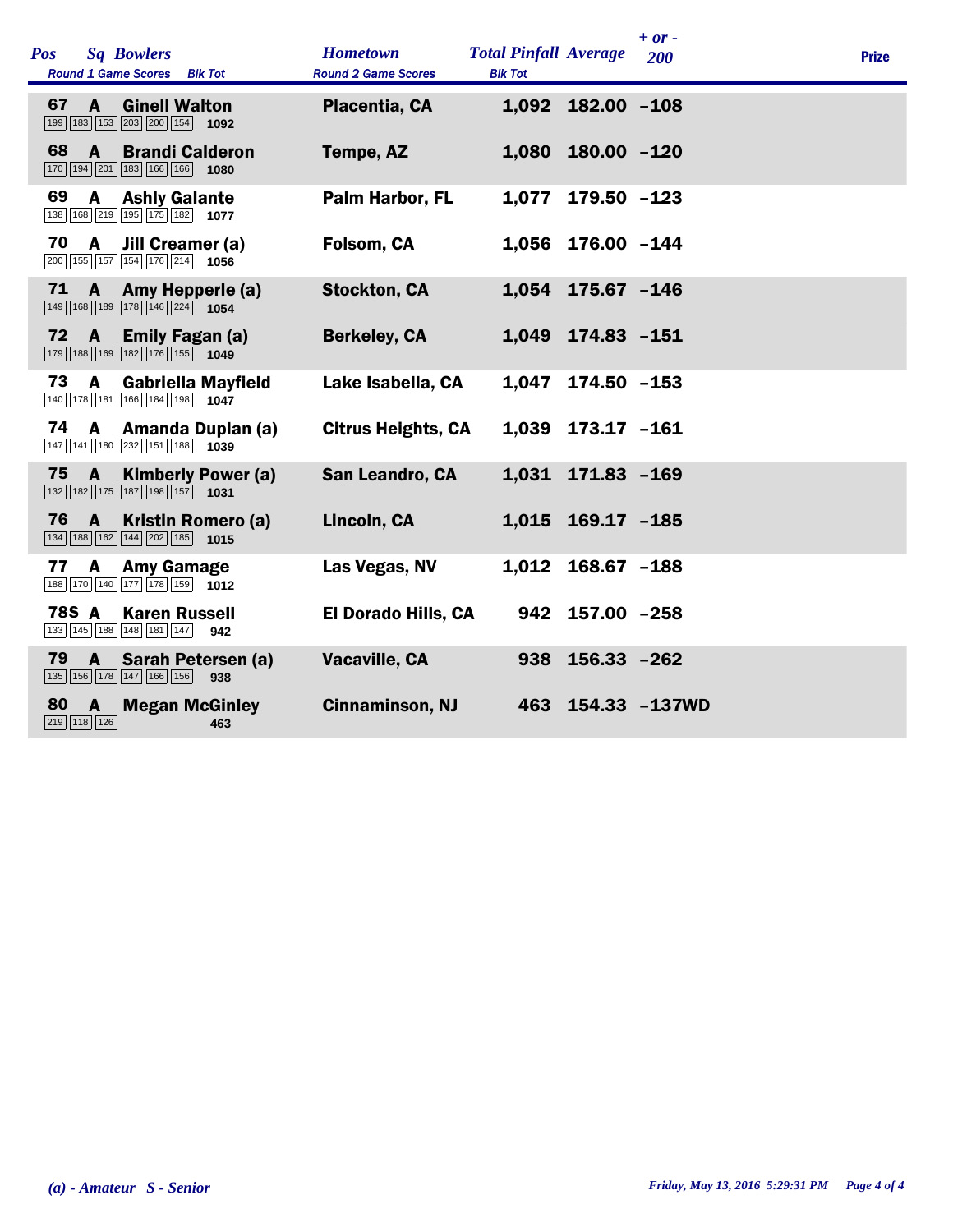| Pos | Sq | Bowlers | Round 1 Game Scores | Blk Tot | Hometown | Total Pinfall | Average | + or - 200 | Prize |
|---|---|---|---|---|---|---|---|---|---|
| 67 | A | Ginell Walton | 199 183 153 203 200 154 | 1092 | Placentia, CA | 1,092 | 182.00 | -108 | |
| 68 | A | Brandi Calderon | 170 194 201 183 166 166 | 1080 | Tempe, AZ | 1,080 | 180.00 | -120 | |
| 69 | A | Ashly Galante | 138 168 219 195 175 182 | 1077 | Palm Harbor, FL | 1,077 | 179.50 | -123 | |
| 70 | A | Jill Creamer (a) | 200 155 157 154 176 214 | 1056 | Folsom, CA | 1,056 | 176.00 | -144 | |
| 71 | A | Amy Hepperle (a) | 149 168 189 178 146 224 | 1054 | Stockton, CA | 1,054 | 175.67 | -146 | |
| 72 | A | Emily Fagan (a) | 179 188 169 182 176 155 | 1049 | Berkeley, CA | 1,049 | 174.83 | -151 | |
| 73 | A | Gabriella Mayfield | 140 178 181 166 184 198 | 1047 | Lake Isabella, CA | 1,047 | 174.50 | -153 | |
| 74 | A | Amanda Duplan (a) | 147 141 180 232 151 188 | 1039 | Citrus Heights, CA | 1,039 | 173.17 | -161 | |
| 75 | A | Kimberly Power (a) | 132 182 175 187 198 157 | 1031 | San Leandro, CA | 1,031 | 171.83 | -169 | |
| 76 | A | Kristin Romero (a) | 134 188 162 144 202 185 | 1015 | Lincoln, CA | 1,015 | 169.17 | -185 | |
| 77 | A | Amy Gamage | 188 170 140 177 178 159 | 1012 | Las Vegas, NV | 1,012 | 168.67 | -188 | |
| 78S | A | Karen Russell | 133 145 188 148 181 147 | 942 | El Dorado Hills, CA | 942 | 157.00 | -258 | |
| 79 | A | Sarah Petersen (a) | 135 156 178 147 166 156 | 938 | Vacaville, CA | 938 | 156.33 | -262 | |
| 80 | A | Megan McGinley | 219 118 126 | 463 | Cinnaminson, NJ | 463 | 154.33 | -137WD | |

*(a) - Amateur S - Senior*

*Friday, May 13, 2016 5:29:31 PM*